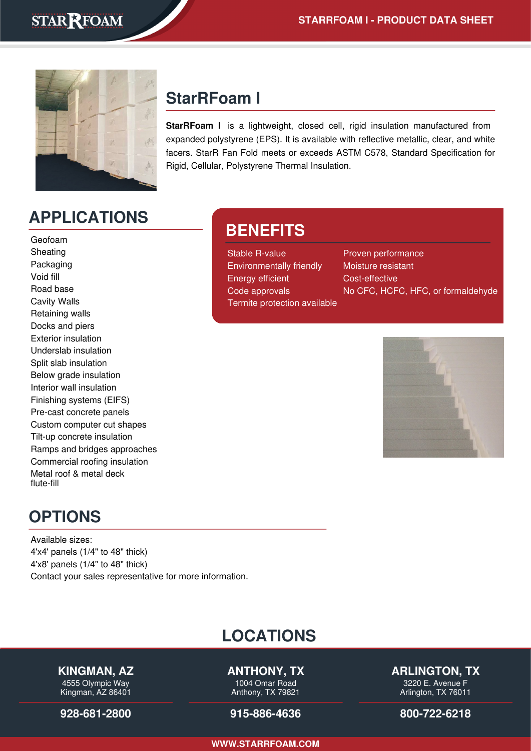# StarRFoam I

**StarRFoam I** is a lightweight, closed cell, rigid insulation manufactured from expanded polystyrene (EPS). It is available with reflective metallic, clear, and white facers. StarR Fan Fold meets or exceeds ASTM C578, Standard Specification for Rigid, Cellular, Polystyrene Thermal Insulation.

## APPLICATIONS

- Geofoam
- Sheating
- Packaging
- Void fill
- Road base
- Cavity Walls
- Retaining walls
- Docks and piers
- Exterior insulation
- Underslab insulation
- Split slab insulation
- Below grade insulation
- Interior wall insulation
- Finishing systems (EIFS)
- Pre-cast concrete panels
- Custom computer cut shapes
- Tilt-up concrete insulation
- Ramps and bridges approaches
- Commercial roofing insulation
- Metal roof & metal deck flute-fill

## BENEFITS

- Stable R-value
- Environmentally friendly
- Energy efficient
- Code approvals
- Termite protection available
- Proven performance
- Moisture resistant
- Cost-effective
- No CFC, HCFC, HFC, or formaldehyde

## OPTIONS

Available sizes:
4'x4' panels (1/4" to 48" thick)
4'x8' panels (1/4" to 48" thick)
Contact your sales representative for more information.

## LOCATIONS

**KINGMAN, AZ**
4555 Olympic Way
Kingman, AZ 86401
**928-681-2800**

**ANTHONY, TX**
1004 Omar Road
Anthony, TX 79821
**915-886-4636**

**ARLINGTON, TX**
3220 E. Avenue F
Arlington, TX 76011
**800-722-6218**

**WWW.STARRFOAM.COM**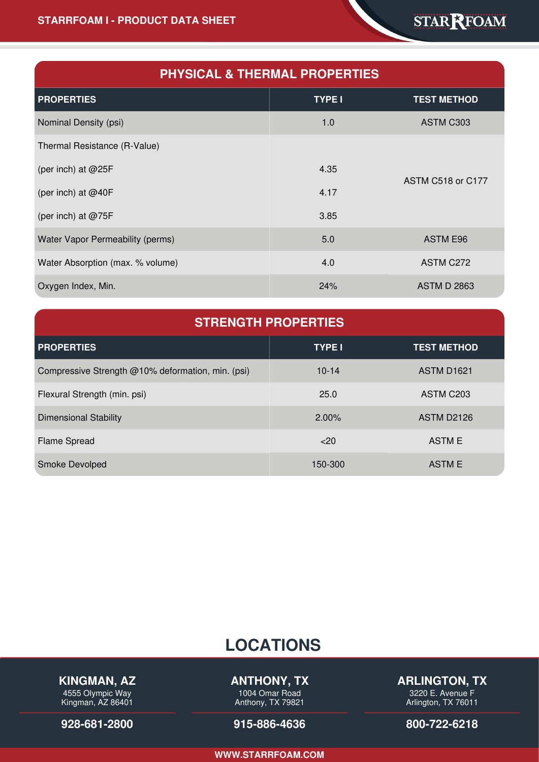## PHYSICAL & THERMAL PROPERTIES

| PROPERTIES | TYPE I | TEST METHOD |
| --- | --- | --- |
| Nominal Density (psi) | 1.0 | ASTM C303 |
| Thermal Resistance (R-Value) | | ASTM C518 or C177 |
| (per inch) at @25F | 4.35 | |
| (per inch) at @40F | 4.17 | |
| (per inch) at @75F | 3.85 | |
| Water Vapor Permeability (perms) | 5.0 | ASTM E96 |
| Water Absorption (max. % volume) | 4.0 | ASTM C272 |
| Oxygen Index, Min. | 24% | ASTM D 2863 |

## STRENGTH PROPERTIES

| PROPERTIES | TYPE I | TEST METHOD |
| --- | --- | --- |
| Compressive Strength @10% deformation, min. (psi) | 10-14 | ASTM D1621 |
| Flexural Strength (min. psi) | 25.0 | ASTM C203 |
| Dimensional Stability | 2.00% | ASTM D2126 |
| Flame Spread | <20 | ASTM E |
| Smoke Devolped | 150-300 | ASTM E |

## LOCATIONS

**KINGMAN, AZ**
4555 Olympic Way
Kingman, AZ 86401
**928-681-2800**

**ANTHONY, TX**
1004 Omar Road
Anthony, TX 79821
**915-886-4636**

**ARLINGTON, TX**
3220 E. Avenue F
Arlington, TX 76011
**800-722-6218**

**WWW.STARRFOAM.COM**